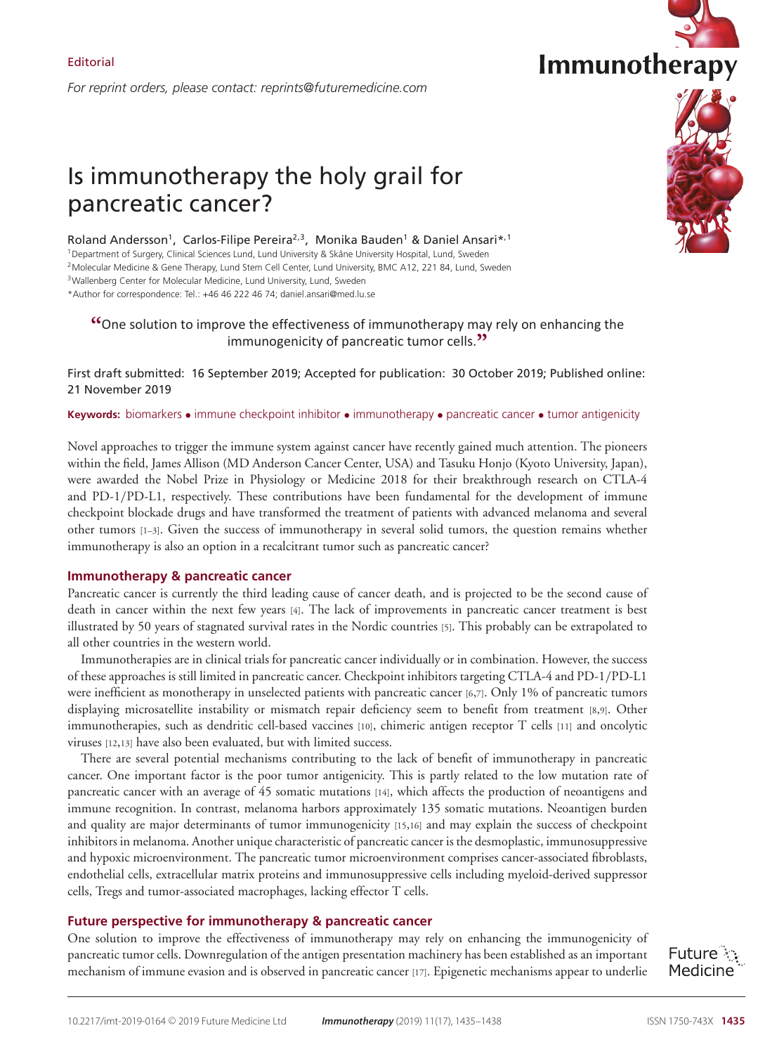Editorial

*For reprint orders, please contact: reprints@futuremedicine.com*

# Is immunotherapy the holy grail for pancreatic cancer?

Roland Andersson[1], Carlos-Filipe Pereira[2,3], Monika Bauden[1] & Daniel Ansari*[,1]

[1]Department of Surgery, Clinical Sciences Lund, Lund University & Skåne University Hospital, Lund, Sweden
[2]Molecular Medicine & Gene Therapy, Lund Stem Cell Center, Lund University, BMC A12, 221 84, Lund, Sweden
[3]Wallenberg Center for Molecular Medicine, Lund University, Lund, Sweden
*Author for correspondence: Tel.: +46 46 222 46 74; daniel.ansari@med.lu.se

> "One solution to improve the effectiveness of immunotherapy may rely on enhancing the immunogenicity of pancreatic tumor cells."

First draft submitted: 16 September 2019; Accepted for publication: 30 October 2019; Published online: 21 November 2019

**Keywords:** biomarkers • immune checkpoint inhibitor • immunotherapy • pancreatic cancer • tumor antigenicity

Novel approaches to trigger the immune system against cancer have recently gained much attention. The pioneers within the field, James Allison (MD Anderson Cancer Center, USA) and Tasuku Honjo (Kyoto University, Japan), were awarded the Nobel Prize in Physiology or Medicine 2018 for their breakthrough research on CTLA-4 and PD-1/PD-L1, respectively. These contributions have been fundamental for the development of immune checkpoint blockade drugs and have transformed the treatment of patients with advanced melanoma and several other tumors [1–3]. Given the success of immunotherapy in several solid tumors, the question remains whether immunotherapy is also an option in a recalcitrant tumor such as pancreatic cancer?

## Immunotherapy & pancreatic cancer

Pancreatic cancer is currently the third leading cause of cancer death, and is projected to be the second cause of death in cancer within the next few years [4]. The lack of improvements in pancreatic cancer treatment is best illustrated by 50 years of stagnated survival rates in the Nordic countries [5]. This probably can be extrapolated to all other countries in the western world.

Immunotherapies are in clinical trials for pancreatic cancer individually or in combination. However, the success of these approaches is still limited in pancreatic cancer. Checkpoint inhibitors targeting CTLA-4 and PD-1/PD-L1 were inefficient as monotherapy in unselected patients with pancreatic cancer [6,7]. Only 1% of pancreatic tumors displaying microsatellite instability or mismatch repair deficiency seem to benefit from treatment [8,9]. Other immunotherapies, such as dendritic cell-based vaccines [10], chimeric antigen receptor T cells [11] and oncolytic viruses [12,13] have also been evaluated, but with limited success.

There are several potential mechanisms contributing to the lack of benefit of immunotherapy in pancreatic cancer. One important factor is the poor tumor antigenicity. This is partly related to the low mutation rate of pancreatic cancer with an average of 45 somatic mutations [14], which affects the production of neoantigens and immune recognition. In contrast, melanoma harbors approximately 135 somatic mutations. Neoantigen burden and quality are major determinants of tumor immunogenicity [15,16] and may explain the success of checkpoint inhibitors in melanoma. Another unique characteristic of pancreatic cancer is the desmoplastic, immunosuppressive and hypoxic microenvironment. The pancreatic tumor microenvironment comprises cancer-associated fibroblasts, endothelial cells, extracellular matrix proteins and immunosuppressive cells including myeloid-derived suppressor cells, Tregs and tumor-associated macrophages, lacking effector T cells.

## Future perspective for immunotherapy & pancreatic cancer

One solution to improve the effectiveness of immunotherapy may rely on enhancing the immunogenicity of pancreatic tumor cells. Downregulation of the antigen presentation machinery has been established as an important mechanism of immune evasion and is observed in pancreatic cancer [17]. Epigenetic mechanisms appear to underlie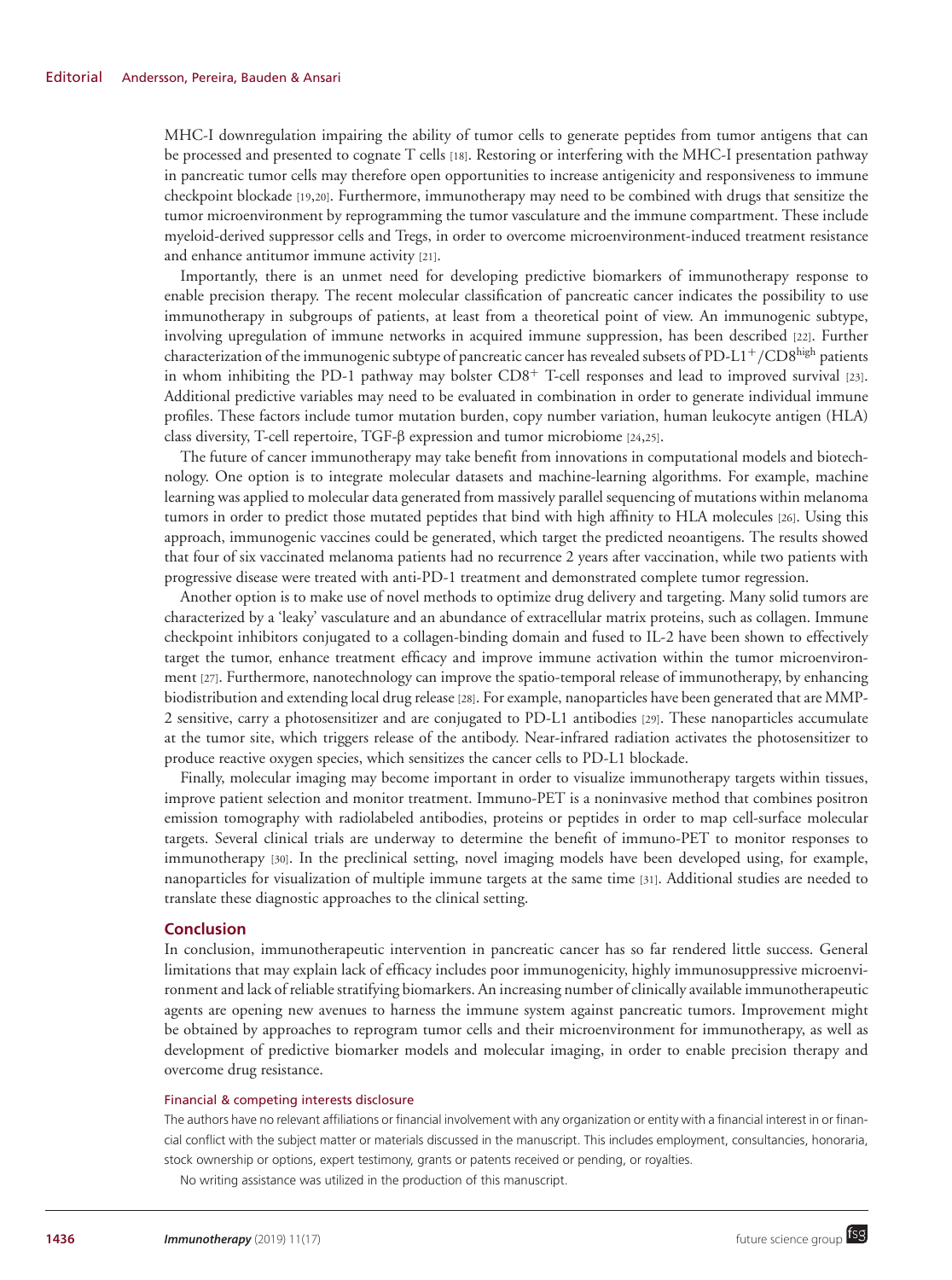MHC-I downregulation impairing the ability of tumor cells to generate peptides from tumor antigens that can be processed and presented to cognate T cells [18]. Restoring or interfering with the MHC-I presentation pathway in pancreatic tumor cells may therefore open opportunities to increase antigenicity and responsiveness to immune checkpoint blockade [19,20]. Furthermore, immunotherapy may need to be combined with drugs that sensitize the tumor microenvironment by reprogramming the tumor vasculature and the immune compartment. These include myeloid-derived suppressor cells and Tregs, in order to overcome microenvironment-induced treatment resistance and enhance antitumor immune activity [21].

Importantly, there is an unmet need for developing predictive biomarkers of immunotherapy response to enable precision therapy. The recent molecular classification of pancreatic cancer indicates the possibility to use immunotherapy in subgroups of patients, at least from a theoretical point of view. An immunogenic subtype, involving upregulation of immune networks in acquired immune suppression, has been described [22]. Further characterization of the immunogenic subtype of pancreatic cancer has revealed subsets of PD-L1$^{+}$/CD8$^{high}$ patients in whom inhibiting the PD-1 pathway may bolster CD8$^{+}$ T-cell responses and lead to improved survival [23]. Additional predictive variables may need to be evaluated in combination in order to generate individual immune profiles. These factors include tumor mutation burden, copy number variation, human leukocyte antigen (HLA) class diversity, T-cell repertoire, TGF-β expression and tumor microbiome [24,25].

The future of cancer immunotherapy may take benefit from innovations in computational models and biotechnology. One option is to integrate molecular datasets and machine-learning algorithms. For example, machine learning was applied to molecular data generated from massively parallel sequencing of mutations within melanoma tumors in order to predict those mutated peptides that bind with high affinity to HLA molecules [26]. Using this approach, immunogenic vaccines could be generated, which target the predicted neoantigens. The results showed that four of six vaccinated melanoma patients had no recurrence 2 years after vaccination, while two patients with progressive disease were treated with anti-PD-1 treatment and demonstrated complete tumor regression.

Another option is to make use of novel methods to optimize drug delivery and targeting. Many solid tumors are characterized by a 'leaky' vasculature and an abundance of extracellular matrix proteins, such as collagen. Immune checkpoint inhibitors conjugated to a collagen-binding domain and fused to IL-2 have been shown to effectively target the tumor, enhance treatment efficacy and improve immune activation within the tumor microenvironment [27]. Furthermore, nanotechnology can improve the spatio-temporal release of immunotherapy, by enhancing biodistribution and extending local drug release [28]. For example, nanoparticles have been generated that are MMP-2 sensitive, carry a photosensitizer and are conjugated to PD-L1 antibodies [29]. These nanoparticles accumulate at the tumor site, which triggers release of the antibody. Near-infrared radiation activates the photosensitizer to produce reactive oxygen species, which sensitizes the cancer cells to PD-L1 blockade.

Finally, molecular imaging may become important in order to visualize immunotherapy targets within tissues, improve patient selection and monitor treatment. Immuno-PET is a noninvasive method that combines positron emission tomography with radiolabeled antibodies, proteins or peptides in order to map cell-surface molecular targets. Several clinical trials are underway to determine the benefit of immuno-PET to monitor responses to immunotherapy [30]. In the preclinical setting, novel imaging models have been developed using, for example, nanoparticles for visualization of multiple immune targets at the same time [31]. Additional studies are needed to translate these diagnostic approaches to the clinical setting.

## Conclusion

In conclusion, immunotherapeutic intervention in pancreatic cancer has so far rendered little success. General limitations that may explain lack of efficacy includes poor immunogenicity, highly immunosuppressive microenvironment and lack of reliable stratifying biomarkers. An increasing number of clinically available immunotherapeutic agents are opening new avenues to harness the immune system against pancreatic tumors. Improvement might be obtained by approaches to reprogram tumor cells and their microenvironment for immunotherapy, as well as development of predictive biomarker models and molecular imaging, in order to enable precision therapy and overcome drug resistance.

#### Financial & competing interests disclosure

The authors have no relevant affiliations or financial involvement with any organization or entity with a financial interest in or financial conflict with the subject matter or materials discussed in the manuscript. This includes employment, consultancies, honoraria, stock ownership or options, expert testimony, grants or patents received or pending, or royalties.

No writing assistance was utilized in the production of this manuscript.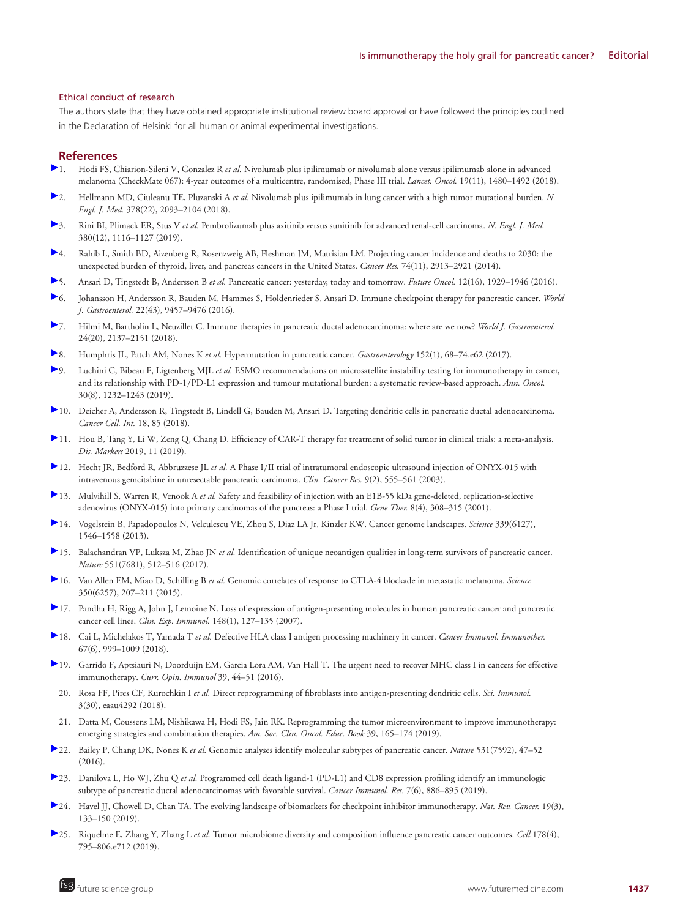### Ethical conduct of research

The authors state that they have obtained appropriate institutional review board approval or have followed the principles outlined in the Declaration of Helsinki for all human or animal experimental investigations.

## References

1. Hodi FS, Chiarion-Sileni V, Gonzalez R *et al.* Nivolumab plus ipilimumab or nivolumab alone versus ipilimumab alone in advanced melanoma (CheckMate 067): 4-year outcomes of a multicentre, randomised, Phase III trial. *Lancet. Oncol.* 19(11), 1480–1492 (2018).
2. Hellmann MD, Ciuleanu TE, Pluzanski A *et al.* Nivolumab plus ipilimumab in lung cancer with a high tumor mutational burden. *N. Engl. J. Med.* 378(22), 2093–2104 (2018).
3. Rini BI, Plimack ER, Stus V *et al.* Pembrolizumab plus axitinib versus sunitinib for advanced renal-cell carcinoma. *N. Engl. J. Med.* 380(12), 1116–1127 (2019).
4. Rahib L, Smith BD, Aizenberg R, Rosenzweig AB, Fleshman JM, Matrisian LM. Projecting cancer incidence and deaths to 2030: the unexpected burden of thyroid, liver, and pancreas cancers in the United States. *Cancer Res.* 74(11), 2913–2921 (2014).
5. Ansari D, Tingstedt B, Andersson B *et al.* Pancreatic cancer: yesterday, today and tomorrow. *Future Oncol.* 12(16), 1929–1946 (2016).
6. Johansson H, Andersson R, Bauden M, Hammes S, Holdenrieder S, Ansari D. Immune checkpoint therapy for pancreatic cancer. *World J. Gastroenterol.* 22(43), 9457–9476 (2016).
7. Hilmi M, Bartholin L, Neuzillet C. Immune therapies in pancreatic ductal adenocarcinoma: where are we now? *World J. Gastroenterol.* 24(20), 2137–2151 (2018).
8. Humphris JL, Patch AM, Nones K *et al.* Hypermutation in pancreatic cancer. *Gastroenterology* 152(1), 68–74.e62 (2017).
9. Luchini C, Bibeau F, Ligtenberg MJL *et al.* ESMO recommendations on microsatellite instability testing for immunotherapy in cancer, and its relationship with PD-1/PD-L1 expression and tumour mutational burden: a systematic review-based approach. *Ann. Oncol.* 30(8), 1232–1243 (2019).
10. Deicher A, Andersson R, Tingstedt B, Lindell G, Bauden M, Ansari D. Targeting dendritic cells in pancreatic ductal adenocarcinoma. *Cancer Cell. Int.* 18, 85 (2018).
11. Hou B, Tang Y, Li W, Zeng Q, Chang D. Efficiency of CAR-T therapy for treatment of solid tumor in clinical trials: a meta-analysis. *Dis. Markers* 2019, 11 (2019).
12. Hecht JR, Bedford R, Abbruzzese JL *et al.* A Phase I/II trial of intratumoral endoscopic ultrasound injection of ONYX-015 with intravenous gemcitabine in unresectable pancreatic carcinoma. *Clin. Cancer Res.* 9(2), 555–561 (2003).
13. Mulvihill S, Warren R, Venook A *et al.* Safety and feasibility of injection with an E1B-55 kDa gene-deleted, replication-selective adenovirus (ONYX-015) into primary carcinomas of the pancreas: a Phase I trial. *Gene Ther.* 8(4), 308–315 (2001).
14. Vogelstein B, Papadopoulos N, Velculescu VE, Zhou S, Diaz LA Jr, Kinzler KW. Cancer genome landscapes. *Science* 339(6127), 1546–1558 (2013).
15. Balachandran VP, Luksza M, Zhao JN *et al.* Identification of unique neoantigen qualities in long-term survivors of pancreatic cancer. *Nature* 551(7681), 512–516 (2017).
16. Van Allen EM, Miao D, Schilling B *et al.* Genomic correlates of response to CTLA-4 blockade in metastatic melanoma. *Science* 350(6257), 207–211 (2015).
17. Pandha H, Rigg A, John J, Lemoine N. Loss of expression of antigen-presenting molecules in human pancreatic cancer and pancreatic cancer cell lines. *Clin. Exp. Immunol.* 148(1), 127–135 (2007).
18. Cai L, Michelakos T, Yamada T *et al.* Defective HLA class I antigen processing machinery in cancer. *Cancer Immunol. Immunother.* 67(6), 999–1009 (2018).
19. Garrido F, Aptsiauri N, Doorduijn EM, Garcia Lora AM, Van Hall T. The urgent need to recover MHC class I in cancers for effective immunotherapy. *Curr. Opin. Immunol* 39, 44–51 (2016).
20. Rosa FF, Pires CF, Kurochkin I *et al.* Direct reprogramming of fibroblasts into antigen-presenting dendritic cells. *Sci. Immunol.* 3(30), eaau4292 (2018).
21. Datta M, Coussens LM, Nishikawa H, Hodi FS, Jain RK. Reprogramming the tumor microenvironment to improve immunotherapy: emerging strategies and combination therapies. *Am. Soc. Clin. Oncol. Educ. Book* 39, 165–174 (2019).
22. Bailey P, Chang DK, Nones K *et al.* Genomic analyses identify molecular subtypes of pancreatic cancer. *Nature* 531(7592), 47–52 (2016).
23. Danilova L, Ho WJ, Zhu Q *et al.* Programmed cell death ligand-1 (PD-L1) and CD8 expression profiling identify an immunologic subtype of pancreatic ductal adenocarcinomas with favorable survival. *Cancer Immunol. Res.* 7(6), 886–895 (2019).
24. Havel JJ, Chowell D, Chan TA. The evolving landscape of biomarkers for checkpoint inhibitor immunotherapy. *Nat. Rev. Cancer.* 19(3), 133–150 (2019).
25. Riquelme E, Zhang Y, Zhang L *et al.* Tumor microbiome diversity and composition influence pancreatic cancer outcomes. *Cell* 178(4), 795–806.e712 (2019).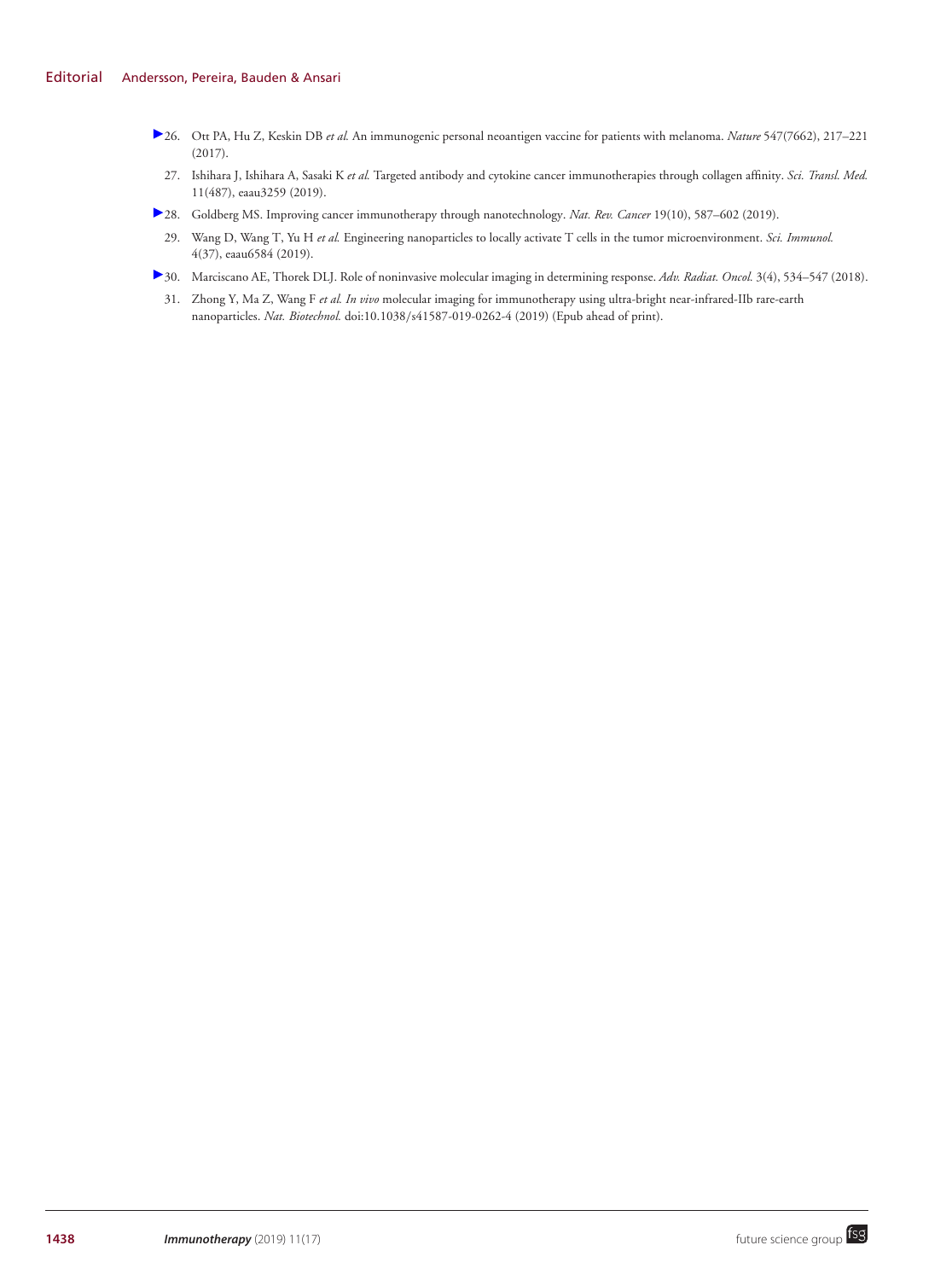- ▶26. Ott PA, Hu Z, Keskin DB *et al.* An immunogenic personal neoantigen vaccine for patients with melanoma. *Nature* 547(7662), 217–221 (2017).
- 27. Ishihara J, Ishihara A, Sasaki K *et al.* Targeted antibody and cytokine cancer immunotherapies through collagen affinity. *Sci. Transl. Med.* 11(487), eaau3259 (2019).
- ▶28. Goldberg MS. Improving cancer immunotherapy through nanotechnology. *Nat. Rev. Cancer* 19(10), 587–602 (2019).
- 29. Wang D, Wang T, Yu H *et al.* Engineering nanoparticles to locally activate T cells in the tumor microenvironment. *Sci. Immunol.* 4(37), eaau6584 (2019).
- ▶30. Marciscano AE, Thorek DLJ. Role of noninvasive molecular imaging in determining response. *Adv. Radiat. Oncol.* 3(4), 534–547 (2018).
- 31. Zhong Y, Ma Z, Wang F *et al.* *In vivo* molecular imaging for immunotherapy using ultra-bright near-infrared-IIb rare-earth nanoparticles. *Nat. Biotechnol.* doi:10.1038/s41587-019-0262-4 (2019) (Epub ahead of print).